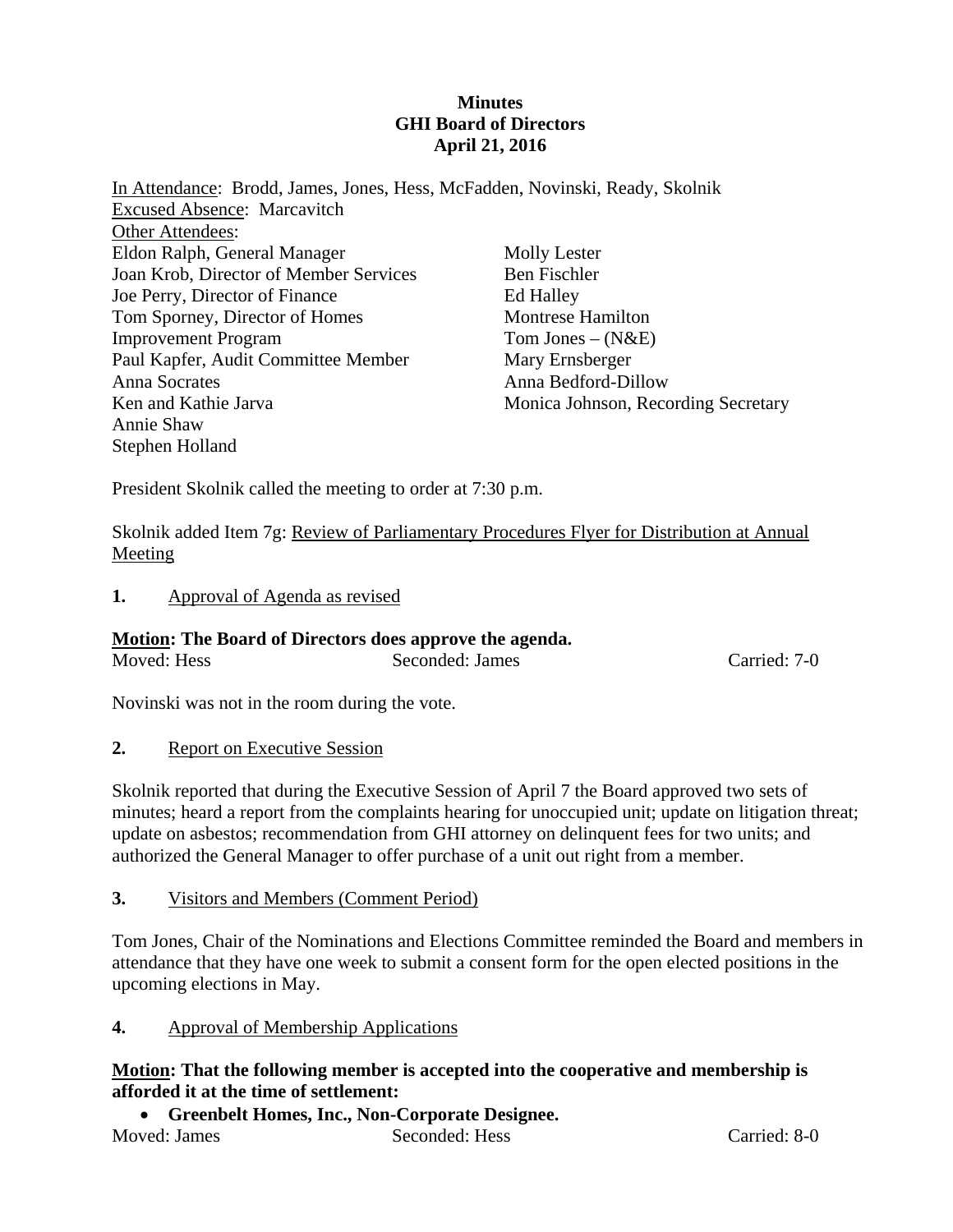**Minutes**
**GHI Board of Directors**
**April 21, 2016**

In Attendance: Brodd, James, Jones, Hess, McFadden, Novinski, Ready, Skolnik
Excused Absence: Marcavitch
Other Attendees:

| | |
|---|---|
| Eldon Ralph, General Manager | Molly Lester |
| Joan Krob, Director of Member Services | Ben Fischler |
| Joe Perry, Director of Finance | Ed Halley |
| Tom Sporney, Director of Homes Improvement Program | Montrese Hamilton |
| Paul Kapfer, Audit Committee Member | Tom Jones – (N&E) |
| Anna Socrates | Mary Ernsberger |
| Ken and Kathie Jarva | Anna Bedford-Dillow |
| Annie Shaw | Monica Johnson, Recording Secretary |
| Stephen Holland | |

President Skolnik called the meeting to order at 7:30 p.m.

Skolnik added Item 7g: Review of Parliamentary Procedures Flyer for Distribution at Annual Meeting

**1.** Approval of Agenda as revised

**Motion: The Board of Directors does approve the agenda.**

Moved: Hess | Seconded: James | Carried: 7-0

Novinski was not in the room during the vote.

**2.** Report on Executive Session

Skolnik reported that during the Executive Session of April 7 the Board approved two sets of minutes; heard a report from the complaints hearing for unoccupied unit; update on litigation threat; update on asbestos; recommendation from GHI attorney on delinquent fees for two units; and authorized the General Manager to offer purchase of a unit out right from a member.

**3.** Visitors and Members (Comment Period)

Tom Jones, Chair of the Nominations and Elections Committee reminded the Board and members in attendance that they have one week to submit a consent form for the open elected positions in the upcoming elections in May.

**4.** Approval of Membership Applications

**Motion: That the following member is accepted into the cooperative and membership is afforded it at the time of settlement:**

- **Greenbelt Homes, Inc., Non-Corporate Designee.**

Moved: James | Seconded: Hess | Carried: 8-0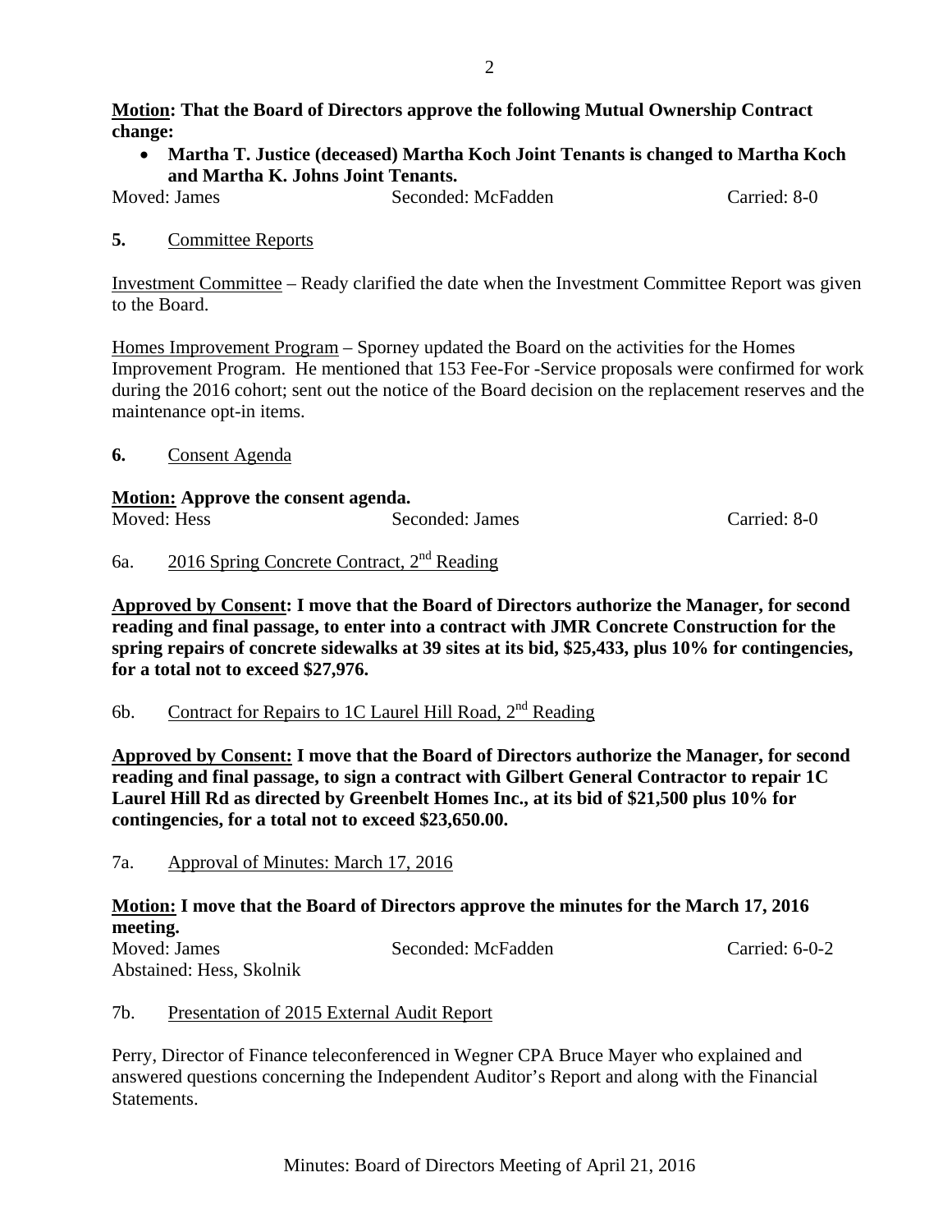**Motion: That the Board of Directors approve the following Mutual Ownership Contract change:**

- **Martha T. Justice (deceased) Martha Koch Joint Tenants is changed to Martha Koch and Martha K. Johns Joint Tenants.**

Moved: James Seconded: McFadden Carried: 8-0

**5.** Committee Reports

Investment Committee – Ready clarified the date when the Investment Committee Report was given to the Board.

Homes Improvement Program – Sporney updated the Board on the activities for the Homes Improvement Program. He mentioned that 153 Fee-For -Service proposals were confirmed for work during the 2016 cohort; sent out the notice of the Board decision on the replacement reserves and the maintenance opt-in items.

**6.** Consent Agenda

**Motion: Approve the consent agenda.**

Moved: Hess Seconded: James Carried: 8-0

6a. 2016 Spring Concrete Contract, 2nd Reading

**Approved by Consent: I move that the Board of Directors authorize the Manager, for second reading and final passage, to enter into a contract with JMR Concrete Construction for the spring repairs of concrete sidewalks at 39 sites at its bid, $25,433, plus 10% for contingencies, for a total not to exceed $27,976.**

6b. Contract for Repairs to 1C Laurel Hill Road, 2nd Reading

**Approved by Consent: I move that the Board of Directors authorize the Manager, for second reading and final passage, to sign a contract with Gilbert General Contractor to repair 1C Laurel Hill Rd as directed by Greenbelt Homes Inc., at its bid of $21,500 plus 10% for contingencies, for a total not to exceed $23,650.00.**

7a. Approval of Minutes: March 17, 2016

**Motion: I move that the Board of Directors approve the minutes for the March 17, 2016 meeting.**

Moved: James Seconded: McFadden Carried: 6-0-2
Abstained: Hess, Skolnik

7b. Presentation of 2015 External Audit Report

Perry, Director of Finance teleconferenced in Wegner CPA Bruce Mayer who explained and answered questions concerning the Independent Auditor's Report and along with the Financial Statements.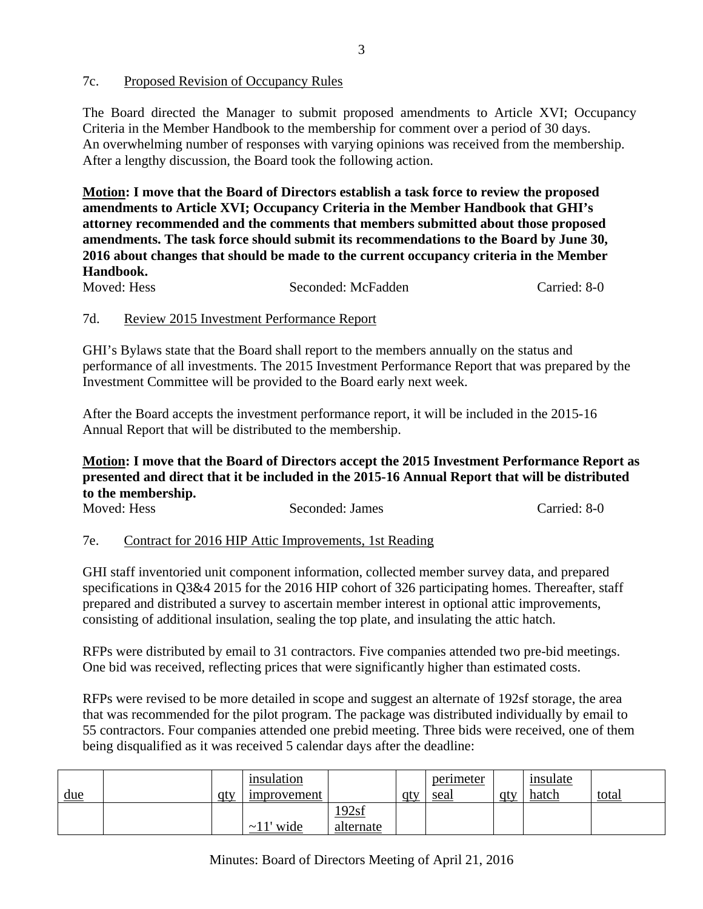7c. Proposed Revision of Occupancy Rules

The Board directed the Manager to submit proposed amendments to Article XVI; Occupancy Criteria in the Member Handbook to the membership for comment over a period of 30 days. An overwhelming number of responses with varying opinions was received from the membership. After a lengthy discussion, the Board took the following action.

**Motion: I move that the Board of Directors establish a task force to review the proposed amendments to Article XVI; Occupancy Criteria in the Member Handbook that GHI's attorney recommended and the comments that members submitted about those proposed amendments. The task force should submit its recommendations to the Board by June 30, 2016 about changes that should be made to the current occupancy criteria in the Member Handbook.**

Moved: Hess    Seconded: McFadden    Carried: 8-0

7d. Review 2015 Investment Performance Report

GHI's Bylaws state that the Board shall report to the members annually on the status and performance of all investments. The 2015 Investment Performance Report that was prepared by the Investment Committee will be provided to the Board early next week.

After the Board accepts the investment performance report, it will be included in the 2015-16 Annual Report that will be distributed to the membership.

**Motion: I move that the Board of Directors accept the 2015 Investment Performance Report as presented and direct that it be included in the 2015-16 Annual Report that will be distributed to the membership.**

Moved: Hess    Seconded: James    Carried: 8-0

7e. Contract for 2016 HIP Attic Improvements, 1st Reading

GHI staff inventoried unit component information, collected member survey data, and prepared specifications in Q3&4 2015 for the 2016 HIP cohort of 326 participating homes. Thereafter, staff prepared and distributed a survey to ascertain member interest in optional attic improvements, consisting of additional insulation, sealing the top plate, and insulating the attic hatch.

RFPs were distributed by email to 31 contractors. Five companies attended two pre-bid meetings. One bid was received, reflecting prices that were significantly higher than estimated costs.

RFPs were revised to be more detailed in scope and suggest an alternate of 192sf storage, the area that was recommended for the pilot program. The package was distributed individually by email to 55 contractors. Four companies attended one prebid meeting. Three bids were received, one of them being disqualified as it was received 5 calendar days after the deadline:

| due | | qty | insulation improvement | | qty | perimeter seal | qty | insulate hatch | total |
|---|---|---|---|---|---|---|---|---|---|
| | | | ~11' wide | 192sf alternate | | | | | |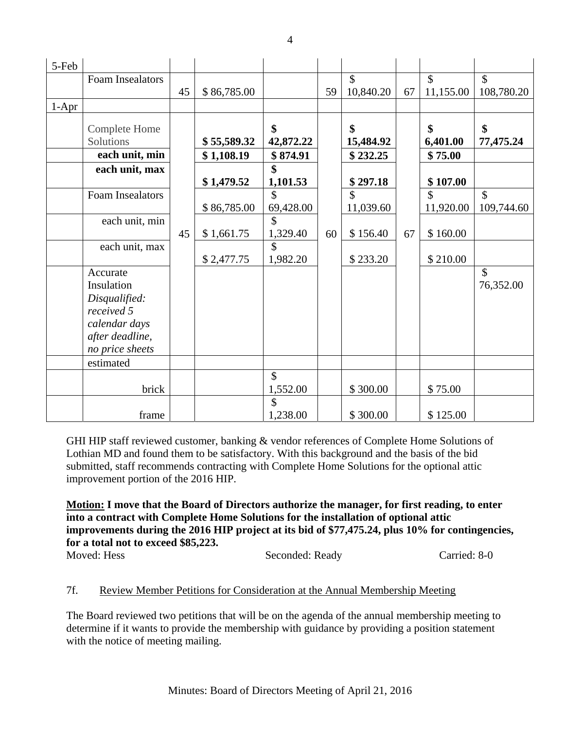| 5-Feb | | | | | | | | | |
|---|---|---|---|---|---|---|---|---|---|
| | Foam Insealators | 45 | $ 86,785.00 | | 59 | $ 10,840.20 | 67 | $ 11,155.00 | $ 108,780.20 |
| 1-Apr | | | | | | | | | |
| | Complete Home Solutions | | **$ 55,589.32** | **$ 42,872.22** | | **$ 15,484.92** | | **$ 6,401.00** | **$ 77,475.24** |
| | **each unit, min** | | **$ 1,108.19** | **$ 874.91** | | **$ 232.25** | | **$ 75.00** | |
| | **each unit, max** | | **$ 1,479.52** | **$ 1,101.53** | | **$ 297.18** | | **$ 107.00** | |
| | Foam Insealators | | $ 86,785.00 | $ 69,428.00 | | $ 11,039.60 | | $ 11,920.00 | $ 109,744.60 |
| | each unit, min | 45 | $ 1,661.75 | $ 1,329.40 | 60 | $ 156.40 | 67 | $ 160.00 | |
| | each unit, max | | $ 2,477.75 | $ 1,982.20 | | $ 233.20 | | $ 210.00 | |
| | Accurate Insulation *Disqualified: received 5 calendar days after deadline, no price sheets* | | | | | | | | $ 76,352.00 |
| | estimated | | | | | | | | |
| | brick | | | $ 1,552.00 | | $ 300.00 | | $ 75.00 | |
| | frame | | | $ 1,238.00 | | $ 300.00 | | $ 125.00 | |

GHI HIP staff reviewed customer, banking & vendor references of Complete Home Solutions of Lothian MD and found them to be satisfactory. With this background and the basis of the bid submitted, staff recommends contracting with Complete Home Solutions for the optional attic improvement portion of the 2016 HIP.

**<u>Motion:</u> I move that the Board of Directors authorize the manager, for first reading, to enter into a contract with Complete Home Solutions for the installation of optional attic improvements during the 2016 HIP project at its bid of $77,475.24, plus 10% for contingencies, for a total not to exceed $85,223.**

Moved: Hess          Seconded: Ready          Carried: 8-0

7f. <u>Review Member Petitions for Consideration at the Annual Membership Meeting</u>

The Board reviewed two petitions that will be on the agenda of the annual membership meeting to determine if it wants to provide the membership with guidance by providing a position statement with the notice of meeting mailing.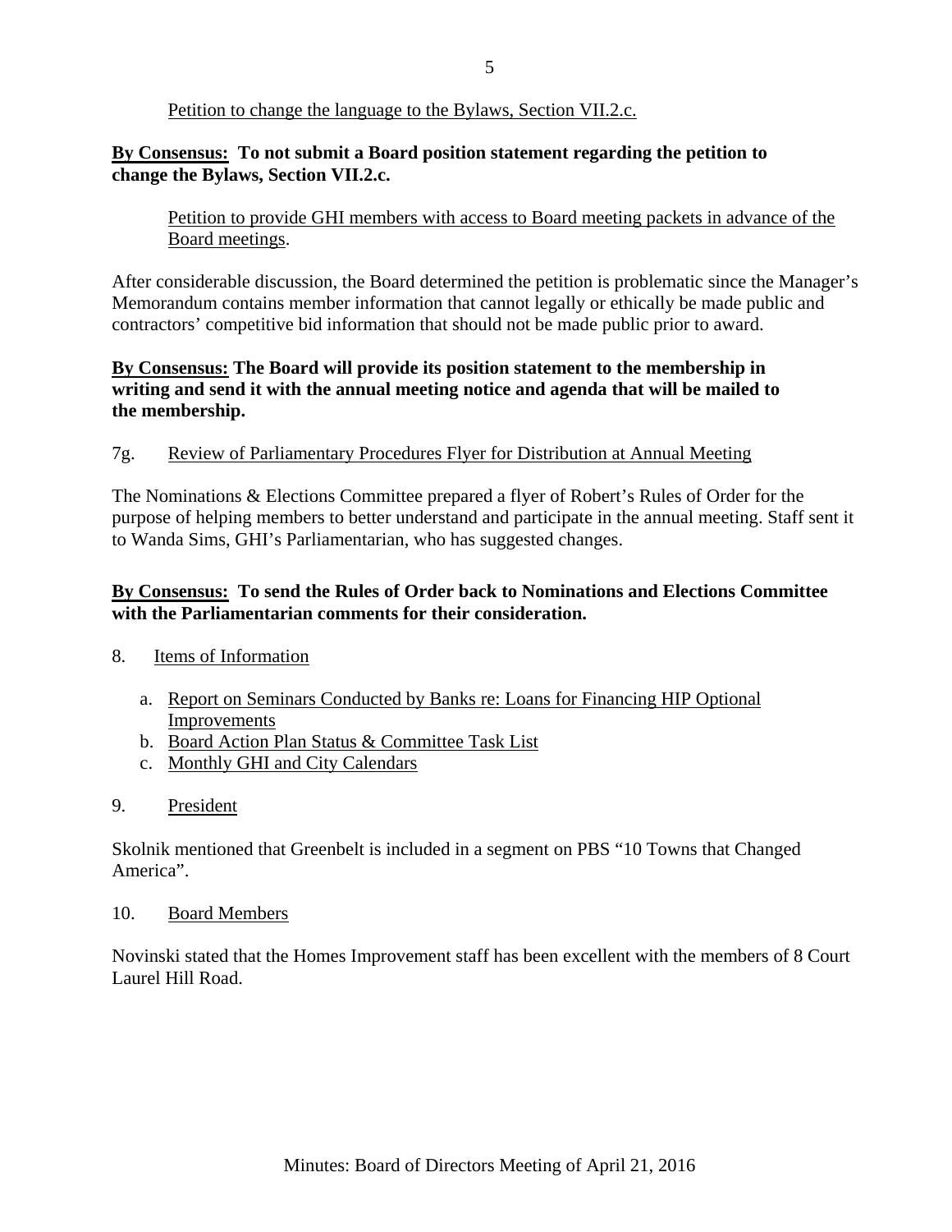<u>Petition to change the language to the Bylaws, Section VII.2.c.</u>

**<u>By Consensus:</u> To not submit a Board position statement regarding the petition to change the Bylaws, Section VII.2.c.**

<u>Petition to provide GHI members with access to Board meeting packets in advance of the Board meetings</u>.

After considerable discussion, the Board determined the petition is problematic since the Manager's Memorandum contains member information that cannot legally or ethically be made public and contractors' competitive bid information that should not be made public prior to award.

**<u>By Consensus:</u> The Board will provide its position statement to the membership in writing and send it with the annual meeting notice and agenda that will be mailed to the membership.**

7g. <u>Review of Parliamentary Procedures Flyer for Distribution at Annual Meeting</u>

The Nominations & Elections Committee prepared a flyer of Robert's Rules of Order for the purpose of helping members to better understand and participate in the annual meeting. Staff sent it to Wanda Sims, GHI's Parliamentarian, who has suggested changes.

**<u>By Consensus:</u> To send the Rules of Order back to Nominations and Elections Committee with the Parliamentarian comments for their consideration.**

8. <u>Items of Information</u>

   a. <u>Report on Seminars Conducted by Banks re: Loans for Financing HIP Optional Improvements</u>
   b. <u>Board Action Plan Status & Committee Task List</u>
   c. <u>Monthly GHI and City Calendars</u>

9. <u>President</u>

Skolnik mentioned that Greenbelt is included in a segment on PBS "10 Towns that Changed America".

10. <u>Board Members</u>

Novinski stated that the Homes Improvement staff has been excellent with the members of 8 Court Laurel Hill Road.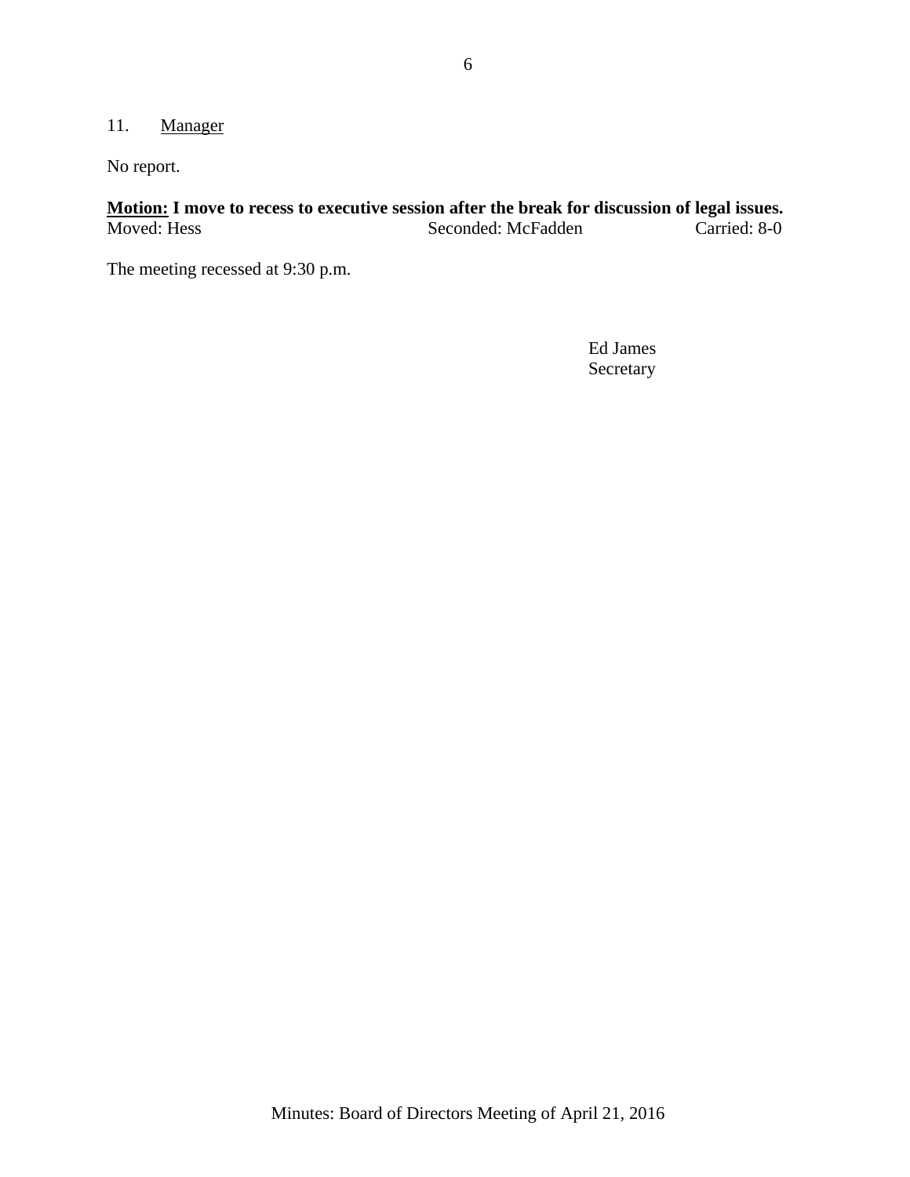11. Manager

No report.

**Motion: I move to recess to executive session after the break for discussion of legal issues.**
Moved: Hess Seconded: McFadden Carried: 8-0

The meeting recessed at 9:30 p.m.

Ed James
Secretary